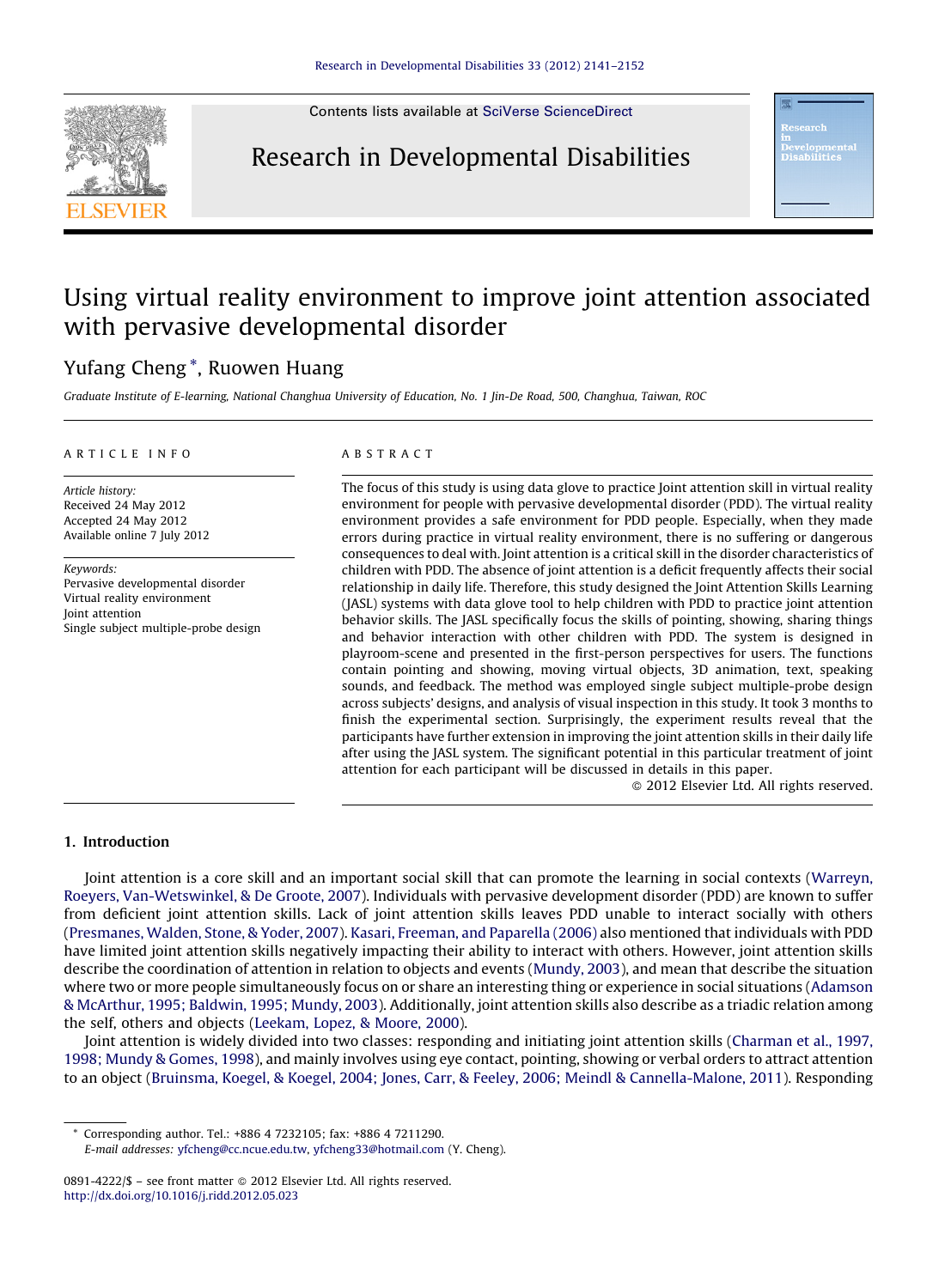Contents lists available at SciVerse ScienceDirect

# Research in Developmental Disabilities

# Using virtual reality environment to improve joint attention associated with pervasive developmental disorder

Yufang Cheng *, Ruowen Huang

*Graduate Institute of E-learning, National Changhua University of Education, No. 1 Jin-De Road, 500, Changhua, Taiwan, ROC*

ARTICLE INFO

*Article history:*
Received 24 May 2012
Accepted 24 May 2012
Available online 7 July 2012

*Keywords:*
Pervasive developmental disorder
Virtual reality environment
Joint attention
Single subject multiple-probe design

ABSTRACT

The focus of this study is using data glove to practice Joint attention skill in virtual reality environment for people with pervasive developmental disorder (PDD). The virtual reality environment provides a safe environment for PDD people. Especially, when they made errors during practice in virtual reality environment, there is no suffering or dangerous consequences to deal with. Joint attention is a critical skill in the disorder characteristics of children with PDD. The absence of joint attention is a deficit frequently affects their social relationship in daily life. Therefore, this study designed the Joint Attention Skills Learning (JASL) systems with data glove tool to help children with PDD to practice joint attention behavior skills. The JASL specifically focus the skills of pointing, showing, sharing things and behavior interaction with other children with PDD. The system is designed in playroom-scene and presented in the first-person perspectives for users. The functions contain pointing and showing, moving virtual objects, 3D animation, text, speaking sounds, and feedback. The method was employed single subject multiple-probe design across subjects' designs, and analysis of visual inspection in this study. It took 3 months to finish the experimental section. Surprisingly, the experiment results reveal that the participants have further extension in improving the joint attention skills in their daily life after using the JASL system. The significant potential in this particular treatment of joint attention for each participant will be discussed in details in this paper.

© 2012 Elsevier Ltd. All rights reserved.

## 1. Introduction

Joint attention is a core skill and an important social skill that can promote the learning in social contexts (Warreyn, Roeyers, Van-Wetswinkel, & De Groote, 2007). Individuals with pervasive development disorder (PDD) are known to suffer from deficient joint attention skills. Lack of joint attention skills leaves PDD unable to interact socially with others (Presmanes, Walden, Stone, & Yoder, 2007). Kasari, Freeman, and Paparella (2006) also mentioned that individuals with PDD have limited joint attention skills negatively impacting their ability to interact with others. However, joint attention skills describe the coordination of attention in relation to objects and events (Mundy, 2003), and mean that describe the situation where two or more people simultaneously focus on or share an interesting thing or experience in social situations (Adamson & McArthur, 1995; Baldwin, 1995; Mundy, 2003). Additionally, joint attention skills also describe as a triadic relation among the self, others and objects (Leekam, Lopez, & Moore, 2000).

Joint attention is widely divided into two classes: responding and initiating joint attention skills (Charman et al., 1997, 1998; Mundy & Gomes, 1998), and mainly involves using eye contact, pointing, showing or verbal orders to attract attention to an object (Bruinsma, Koegel, & Koegel, 2004; Jones, Carr, & Feeley, 2006; Meindl & Cannella-Malone, 2011). Responding

* Corresponding author. Tel.: +886 4 7232105; fax: +886 4 7211290.
*E-mail addresses:* yfcheng@cc.ncue.edu.tw, yfcheng33@hotmail.com (Y. Cheng).

0891-4222/$ – see front matter © 2012 Elsevier Ltd. All rights reserved.
http://dx.doi.org/10.1016/j.ridd.2012.05.023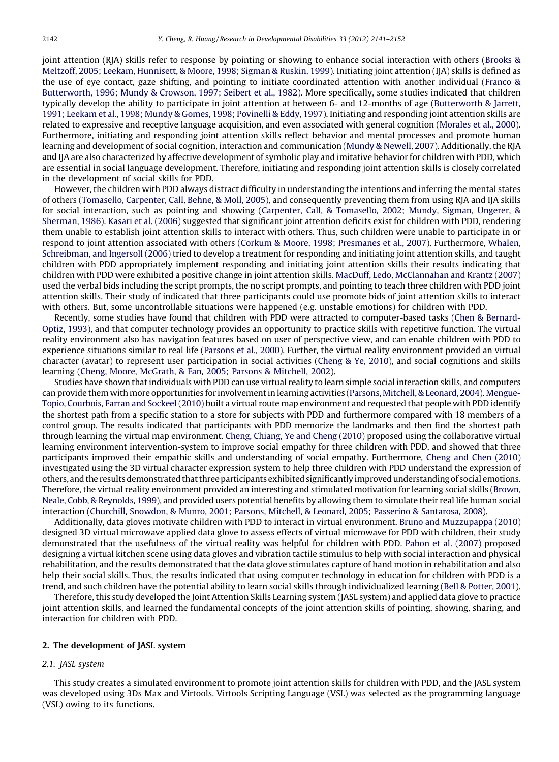joint attention (RJA) skills refer to response by pointing or showing to enhance social interaction with others (Brooks & Meltzoff, 2005; Leekam, Hunnisett, & Moore, 1998; Sigman & Ruskin, 1999). Initiating joint attention (IJA) skills is defined as the use of eye contact, gaze shifting, and pointing to initiate coordinated attention with another individual (Franco & Butterworth, 1996; Mundy & Crowson, 1997; Seibert et al., 1982). More specifically, some studies indicated that children typically develop the ability to participate in joint attention at between 6- and 12-months of age (Butterworth & Jarrett, 1991; Leekam et al., 1998; Mundy & Gomes, 1998; Povinelli & Eddy, 1997). Initiating and responding joint attention skills are related to expressive and receptive language acquisition, and even associated with general cognition (Morales et al., 2000). Furthermore, initiating and responding joint attention skills reflect behavior and mental processes and promote human learning and development of social cognition, interaction and communication (Mundy & Newell, 2007). Additionally, the RJA and IJA are also characterized by affective development of symbolic play and imitative behavior for children with PDD, which are essential in social language development. Therefore, initiating and responding joint attention skills is closely correlated in the development of social skills for PDD.

However, the children with PDD always distract difficulty in understanding the intentions and inferring the mental states of others (Tomasello, Carpenter, Call, Behne, & Moll, 2005), and consequently preventing them from using RJA and IJA skills for social interaction, such as pointing and showing (Carpenter, Call, & Tomasello, 2002; Mundy, Sigman, Ungerer, & Sherman, 1986). Kasari et al. (2006) suggested that significant joint attention deficits exist for children with PDD, rendering them unable to establish joint attention skills to interact with others. Thus, such children were unable to participate in or respond to joint attention associated with others (Corkum & Moore, 1998; Presmanes et al., 2007). Furthermore, Whalen, Schreibman, and Ingersoll (2006) tried to develop a treatment for responding and initiating joint attention skills, and taught children with PDD appropriately implement responding and initiating joint attention skills their results indicating that children with PDD were exhibited a positive change in joint attention skills. MacDuff, Ledo, McClannahan and Krantz (2007) used the verbal bids including the script prompts, the no script prompts, and pointing to teach three children with PDD joint attention skills. Their study of indicated that three participants could use promote bids of joint attention skills to interact with others. But, some uncontrollable situations were happened (e.g. unstable emotions) for children with PDD.

Recently, some studies have found that children with PDD were attracted to computer-based tasks (Chen & Bernard-Optiz, 1993), and that computer technology provides an opportunity to practice skills with repetitive function. The virtual reality environment also has navigation features based on user of perspective view, and can enable children with PDD to experience situations similar to real life (Parsons et al., 2000). Further, the virtual reality environment provided an virtual character (avatar) to represent user participation in social activities (Cheng & Ye, 2010), and social cognitions and skills learning (Cheng, Moore, McGrath, & Fan, 2005; Parsons & Mitchell, 2002).

Studies have shown that individuals with PDD can use virtual reality to learn simple social interaction skills, and computers can provide them with more opportunities for involvement in learning activities (Parsons, Mitchell, & Leonard, 2004). Mengue-Topio, Courbois, Farran and Sockeel (2010) built a virtual route map environment and requested that people with PDD identify the shortest path from a specific station to a store for subjects with PDD and furthermore compared with 18 members of a control group. The results indicated that participants with PDD memorize the landmarks and then find the shortest path through learning the virtual map environment. Cheng, Chiang, Ye and Cheng (2010) proposed using the collaborative virtual learning environment intervention-system to improve social empathy for three children with PDD, and showed that three participants improved their empathic skills and understanding of social empathy. Furthermore, Cheng and Chen (2010) investigated using the 3D virtual character expression system to help three children with PDD understand the expression of others, and the results demonstrated that three participants exhibited significantly improved understanding of social emotions. Therefore, the virtual reality environment provided an interesting and stimulated motivation for learning social skills (Brown, Neale, Cobb, & Reynolds, 1999), and provided users potential benefits by allowing them to simulate their real life human social interaction (Churchill, Snowdon, & Munro, 2001; Parsons, Mitchell, & Leonard, 2005; Passerino & Santarosa, 2008).

Additionally, data gloves motivate children with PDD to interact in virtual environment. Bruno and Muzzupappa (2010) designed 3D virtual microwave applied data glove to assess effects of virtual microwave for PDD with children, their study demonstrated that the usefulness of the virtual reality was helpful for children with PDD. Pabon et al. (2007) proposed designing a virtual kitchen scene using data gloves and vibration tactile stimulus to help with social interaction and physical rehabilitation, and the results demonstrated that the data glove stimulates capture of hand motion in rehabilitation and also help their social skills. Thus, the results indicated that using computer technology in education for children with PDD is a trend, and such children have the potential ability to learn social skills through individualized learning (Bell & Potter, 2001).

Therefore, this study developed the Joint Attention Skills Learning system (JASL system) and applied data glove to practice joint attention skills, and learned the fundamental concepts of the joint attention skills of pointing, showing, sharing, and interaction for children with PDD.

## 2. The development of JASL system

### 2.1. JASL system

This study creates a simulated environment to promote joint attention skills for children with PDD, and the JASL system was developed using 3Ds Max and Virtools. Virtools Scripting Language (VSL) was selected as the programming language (VSL) owing to its functions.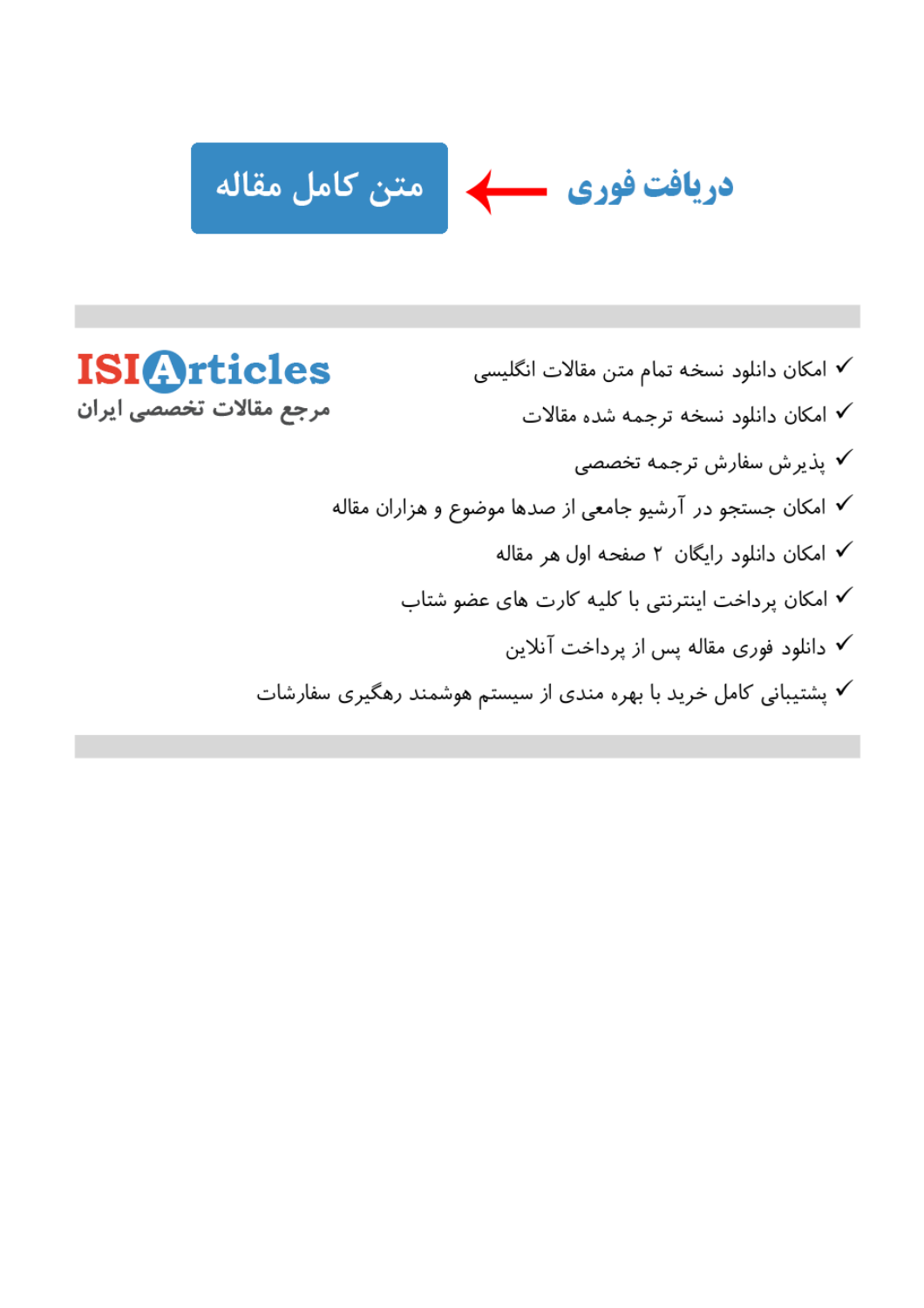دریافت فوری ← متن کامل مقاله

**ISIArticles**
مرجع مقالات تخصصی ایران

- ✓ امکان دانلود نسخه تمام متن مقالات انگلیسی
- ✓ امکان دانلود نسخه ترجمه شده مقالات
- ✓ پذیرش سفارش ترجمه تخصصی
- ✓ امکان جستجو در آرشیو جامعی از صدها موضوع و هزاران مقاله
- ✓ امکان دانلود رایگان ۲ صفحه اول هر مقاله
- ✓ امکان پرداخت اینترنتی با کلیه کارت های عضو شتاب
- ✓ دانلود فوری مقاله پس از پرداخت آنلاین
- ✓ پشتیبانی کامل خرید با بهره مندی از سیستم هوشمند رهگیری سفارشات